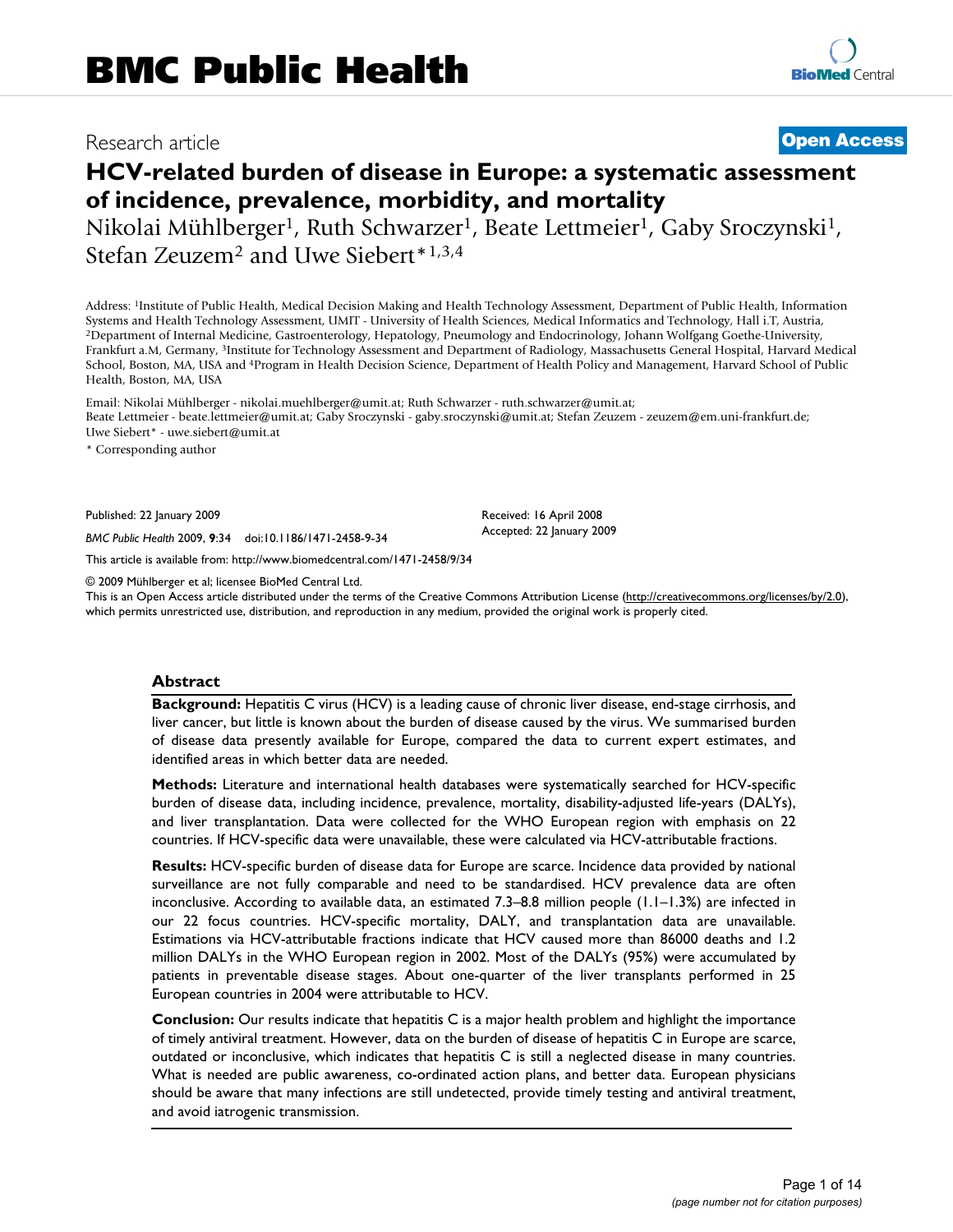# BMC Public Health

Research article

**Open Access**

# HCV-related burden of disease in Europe: a systematic assessment of incidence, prevalence, morbidity, and mortality

Nikolai Mühlberger[1], Ruth Schwarzer[1], Beate Lettmeier[1], Gaby Sroczynski[1], Stefan Zeuzem[2] and Uwe Siebert*[1,3,4]

Address: [1]Institute of Public Health, Medical Decision Making and Health Technology Assessment, Department of Public Health, Information Systems and Health Technology Assessment, UMIT - University of Health Sciences, Medical Informatics and Technology, Hall i.T, Austria, [2]Department of Internal Medicine, Gastroenterology, Hepatology, Pneumology and Endocrinology, Johann Wolfgang Goethe-University, Frankfurt a.M, Germany, [3]Institute for Technology Assessment and Department of Radiology, Massachusetts General Hospital, Harvard Medical School, Boston, MA, USA and [4]Program in Health Decision Science, Department of Health Policy and Management, Harvard School of Public Health, Boston, MA, USA

Email: Nikolai Mühlberger - nikolai.muehlberger@umit.at; Ruth Schwarzer - ruth.schwarzer@umit.at; Beate Lettmeier - beate.lettmeier@umit.at; Gaby Sroczynski - gaby.sroczynski@umit.at; Stefan Zeuzem - zeuzem@em.uni-frankfurt.de; Uwe Siebert* - uwe.siebert@umit.at

\* Corresponding author

Published: 22 January 2009

*BMC Public Health* 2009, **9**:34 doi:10.1186/1471-2458-9-34

Received: 16 April 2008
Accepted: 22 January 2009

This article is available from: http://www.biomedcentral.com/1471-2458/9/34

© 2009 Mühlberger et al; licensee BioMed Central Ltd.
This is an Open Access article distributed under the terms of the Creative Commons Attribution License (http://creativecommons.org/licenses/by/2.0), which permits unrestricted use, distribution, and reproduction in any medium, provided the original work is properly cited.

## Abstract

**Background:** Hepatitis C virus (HCV) is a leading cause of chronic liver disease, end-stage cirrhosis, and liver cancer, but little is known about the burden of disease caused by the virus. We summarised burden of disease data presently available for Europe, compared the data to current expert estimates, and identified areas in which better data are needed.

**Methods:** Literature and international health databases were systematically searched for HCV-specific burden of disease data, including incidence, prevalence, mortality, disability-adjusted life-years (DALYs), and liver transplantation. Data were collected for the WHO European region with emphasis on 22 countries. If HCV-specific data were unavailable, these were calculated via HCV-attributable fractions.

**Results:** HCV-specific burden of disease data for Europe are scarce. Incidence data provided by national surveillance are not fully comparable and need to be standardised. HCV prevalence data are often inconclusive. According to available data, an estimated 7.3–8.8 million people (1.1–1.3%) are infected in our 22 focus countries. HCV-specific mortality, DALY, and transplantation data are unavailable. Estimations via HCV-attributable fractions indicate that HCV caused more than 86000 deaths and 1.2 million DALYs in the WHO European region in 2002. Most of the DALYs (95%) were accumulated by patients in preventable disease stages. About one-quarter of the liver transplants performed in 25 European countries in 2004 were attributable to HCV.

**Conclusion:** Our results indicate that hepatitis C is a major health problem and highlight the importance of timely antiviral treatment. However, data on the burden of disease of hepatitis C in Europe are scarce, outdated or inconclusive, which indicates that hepatitis C is still a neglected disease in many countries. What is needed are public awareness, co-ordinated action plans, and better data. European physicians should be aware that many infections are still undetected, provide timely testing and antiviral treatment, and avoid iatrogenic transmission.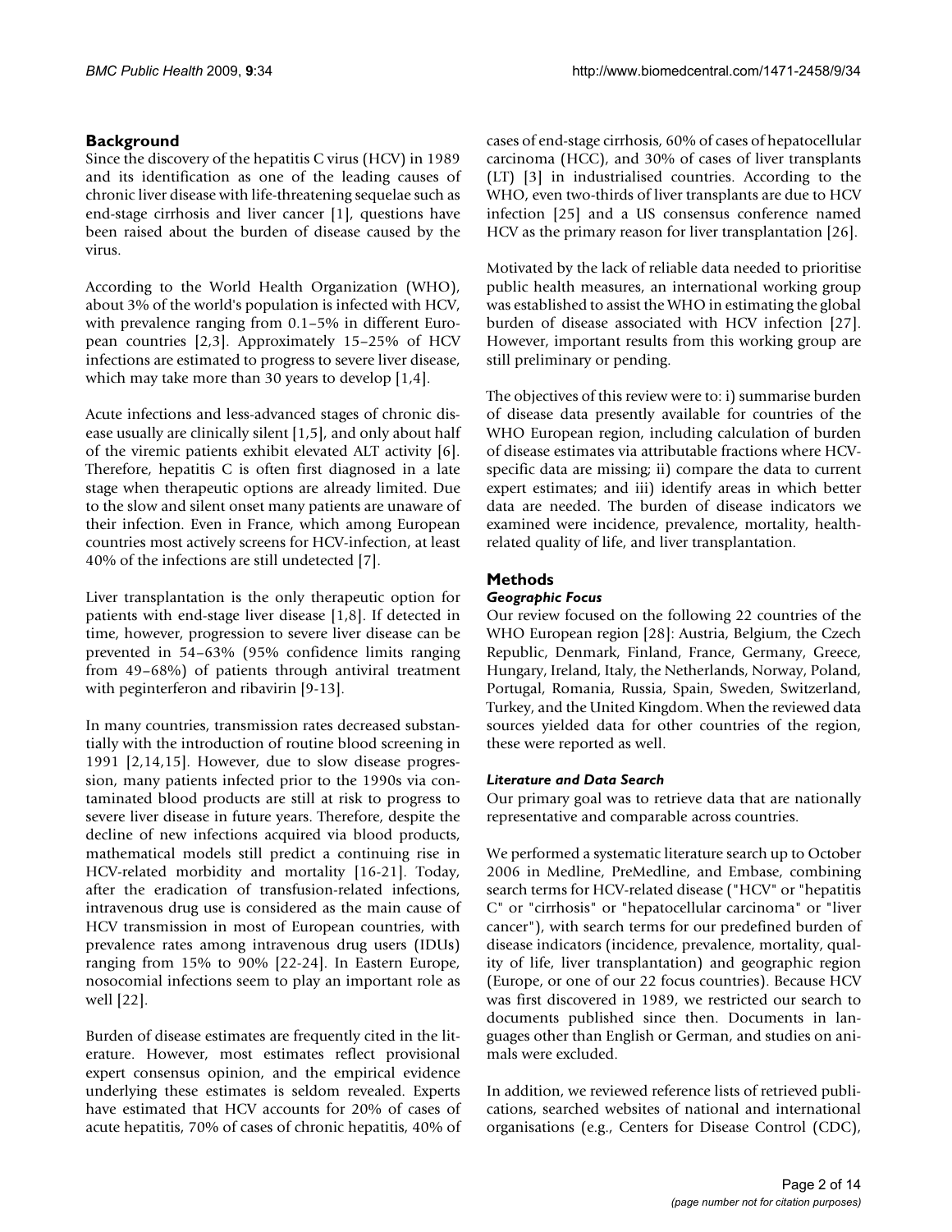## Background

Since the discovery of the hepatitis C virus (HCV) in 1989 and its identification as one of the leading causes of chronic liver disease with life-threatening sequelae such as end-stage cirrhosis and liver cancer [1], questions have been raised about the burden of disease caused by the virus.

According to the World Health Organization (WHO), about 3% of the world's population is infected with HCV, with prevalence ranging from 0.1–5% in different European countries [2,3]. Approximately 15–25% of HCV infections are estimated to progress to severe liver disease, which may take more than 30 years to develop [1,4].

Acute infections and less-advanced stages of chronic disease usually are clinically silent [1,5], and only about half of the viremic patients exhibit elevated ALT activity [6]. Therefore, hepatitis C is often first diagnosed in a late stage when therapeutic options are already limited. Due to the slow and silent onset many patients are unaware of their infection. Even in France, which among European countries most actively screens for HCV-infection, at least 40% of the infections are still undetected [7].

Liver transplantation is the only therapeutic option for patients with end-stage liver disease [1,8]. If detected in time, however, progression to severe liver disease can be prevented in 54–63% (95% confidence limits ranging from 49–68%) of patients through antiviral treatment with peginterferon and ribavirin [9-13].

In many countries, transmission rates decreased substantially with the introduction of routine blood screening in 1991 [2,14,15]. However, due to slow disease progression, many patients infected prior to the 1990s via contaminated blood products are still at risk to progress to severe liver disease in future years. Therefore, despite the decline of new infections acquired via blood products, mathematical models still predict a continuing rise in HCV-related morbidity and mortality [16-21]. Today, after the eradication of transfusion-related infections, intravenous drug use is considered as the main cause of HCV transmission in most of European countries, with prevalence rates among intravenous drug users (IDUs) ranging from 15% to 90% [22-24]. In Eastern Europe, nosocomial infections seem to play an important role as well [22].

Burden of disease estimates are frequently cited in the literature. However, most estimates reflect provisional expert consensus opinion, and the empirical evidence underlying these estimates is seldom revealed. Experts have estimated that HCV accounts for 20% of cases of acute hepatitis, 70% of cases of chronic hepatitis, 40% of cases of end-stage cirrhosis, 60% of cases of hepatocellular carcinoma (HCC), and 30% of cases of liver transplants (LT) [3] in industrialised countries. According to the WHO, even two-thirds of liver transplants are due to HCV infection [25] and a US consensus conference named HCV as the primary reason for liver transplantation [26].

Motivated by the lack of reliable data needed to prioritise public health measures, an international working group was established to assist the WHO in estimating the global burden of disease associated with HCV infection [27]. However, important results from this working group are still preliminary or pending.

The objectives of this review were to: i) summarise burden of disease data presently available for countries of the WHO European region, including calculation of burden of disease estimates via attributable fractions where HCV-specific data are missing; ii) compare the data to current expert estimates; and iii) identify areas in which better data are needed. The burden of disease indicators we examined were incidence, prevalence, mortality, health-related quality of life, and liver transplantation.

## Methods

### *Geographic Focus*

Our review focused on the following 22 countries of the WHO European region [28]: Austria, Belgium, the Czech Republic, Denmark, Finland, France, Germany, Greece, Hungary, Ireland, Italy, the Netherlands, Norway, Poland, Portugal, Romania, Russia, Spain, Sweden, Switzerland, Turkey, and the United Kingdom. When the reviewed data sources yielded data for other countries of the region, these were reported as well.

### *Literature and Data Search*

Our primary goal was to retrieve data that are nationally representative and comparable across countries.

We performed a systematic literature search up to October 2006 in Medline, PreMedline, and Embase, combining search terms for HCV-related disease ("HCV" or "hepatitis C" or "cirrhosis" or "hepatocellular carcinoma" or "liver cancer"), with search terms for our predefined burden of disease indicators (incidence, prevalence, mortality, quality of life, liver transplantation) and geographic region (Europe, or one of our 22 focus countries). Because HCV was first discovered in 1989, we restricted our search to documents published since then. Documents in languages other than English or German, and studies on animals were excluded.

In addition, we reviewed reference lists of retrieved publications, searched websites of national and international organisations (e.g., Centers for Disease Control (CDC),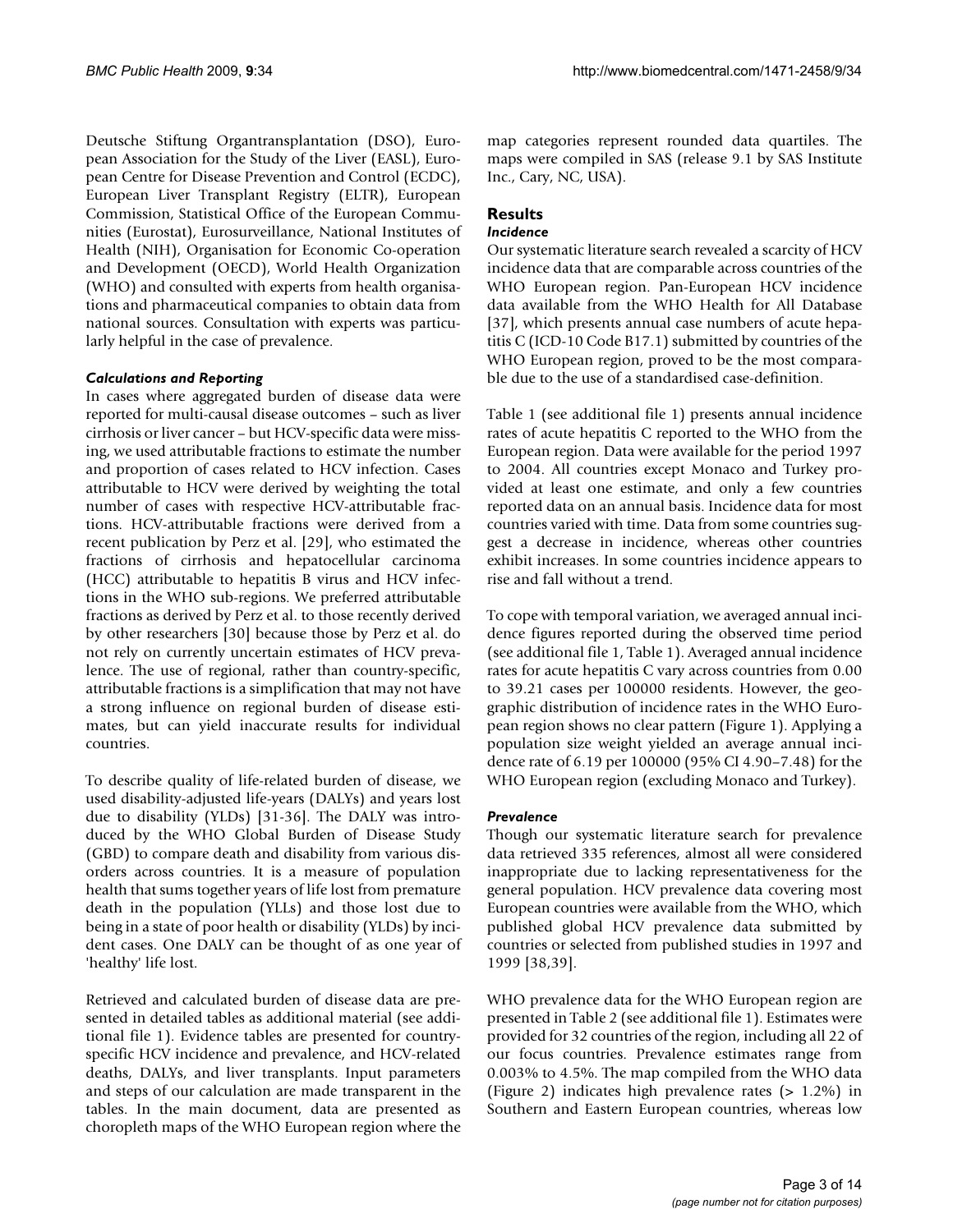Deutsche Stiftung Organtransplantation (DSO), European Association for the Study of the Liver (EASL), European Centre for Disease Prevention and Control (ECDC), European Liver Transplant Registry (ELTR), European Commission, Statistical Office of the European Communities (Eurostat), Eurosurveillance, National Institutes of Health (NIH), Organisation for Economic Co-operation and Development (OECD), World Health Organization (WHO) and consulted with experts from health organisations and pharmaceutical companies to obtain data from national sources. Consultation with experts was particularly helpful in the case of prevalence.

### *Calculations and Reporting*

In cases where aggregated burden of disease data were reported for multi-causal disease outcomes – such as liver cirrhosis or liver cancer – but HCV-specific data were missing, we used attributable fractions to estimate the number and proportion of cases related to HCV infection. Cases attributable to HCV were derived by weighting the total number of cases with respective HCV-attributable fractions. HCV-attributable fractions were derived from a recent publication by Perz et al. [29], who estimated the fractions of cirrhosis and hepatocellular carcinoma (HCC) attributable to hepatitis B virus and HCV infections in the WHO sub-regions. We preferred attributable fractions as derived by Perz et al. to those recently derived by other researchers [30] because those by Perz et al. do not rely on currently uncertain estimates of HCV prevalence. The use of regional, rather than country-specific, attributable fractions is a simplification that may not have a strong influence on regional burden of disease estimates, but can yield inaccurate results for individual countries.

To describe quality of life-related burden of disease, we used disability-adjusted life-years (DALYs) and years lost due to disability (YLDs) [31-36]. The DALY was introduced by the WHO Global Burden of Disease Study (GBD) to compare death and disability from various disorders across countries. It is a measure of population health that sums together years of life lost from premature death in the population (YLLs) and those lost due to being in a state of poor health or disability (YLDs) by incident cases. One DALY can be thought of as one year of 'healthy' life lost.

Retrieved and calculated burden of disease data are presented in detailed tables as additional material (see additional file 1). Evidence tables are presented for country-specific HCV incidence and prevalence, and HCV-related deaths, DALYs, and liver transplants. Input parameters and steps of our calculation are made transparent in the tables. In the main document, data are presented as choropleth maps of the WHO European region where the map categories represent rounded data quartiles. The maps were compiled in SAS (release 9.1 by SAS Institute Inc., Cary, NC, USA).

## Results

### *Incidence*

Our systematic literature search revealed a scarcity of HCV incidence data that are comparable across countries of the WHO European region. Pan-European HCV incidence data available from the WHO Health for All Database [37], which presents annual case numbers of acute hepatitis C (ICD-10 Code B17.1) submitted by countries of the WHO European region, proved to be the most comparable due to the use of a standardised case-definition.

Table 1 (see additional file 1) presents annual incidence rates of acute hepatitis C reported to the WHO from the European region. Data were available for the period 1997 to 2004. All countries except Monaco and Turkey provided at least one estimate, and only a few countries reported data on an annual basis. Incidence data for most countries varied with time. Data from some countries suggest a decrease in incidence, whereas other countries exhibit increases. In some countries incidence appears to rise and fall without a trend.

To cope with temporal variation, we averaged annual incidence figures reported during the observed time period (see additional file 1, Table 1). Averaged annual incidence rates for acute hepatitis C vary across countries from 0.00 to 39.21 cases per 100000 residents. However, the geographic distribution of incidence rates in the WHO European region shows no clear pattern (Figure 1). Applying a population size weight yielded an average annual incidence rate of 6.19 per 100000 (95% CI 4.90–7.48) for the WHO European region (excluding Monaco and Turkey).

### *Prevalence*

Though our systematic literature search for prevalence data retrieved 335 references, almost all were considered inappropriate due to lacking representativeness for the general population. HCV prevalence data covering most European countries were available from the WHO, which published global HCV prevalence data submitted by countries or selected from published studies in 1997 and 1999 [38,39].

WHO prevalence data for the WHO European region are presented in Table 2 (see additional file 1). Estimates were provided for 32 countries of the region, including all 22 of our focus countries. Prevalence estimates range from 0.003% to 4.5%. The map compiled from the WHO data (Figure 2) indicates high prevalence rates (> 1.2%) in Southern and Eastern European countries, whereas low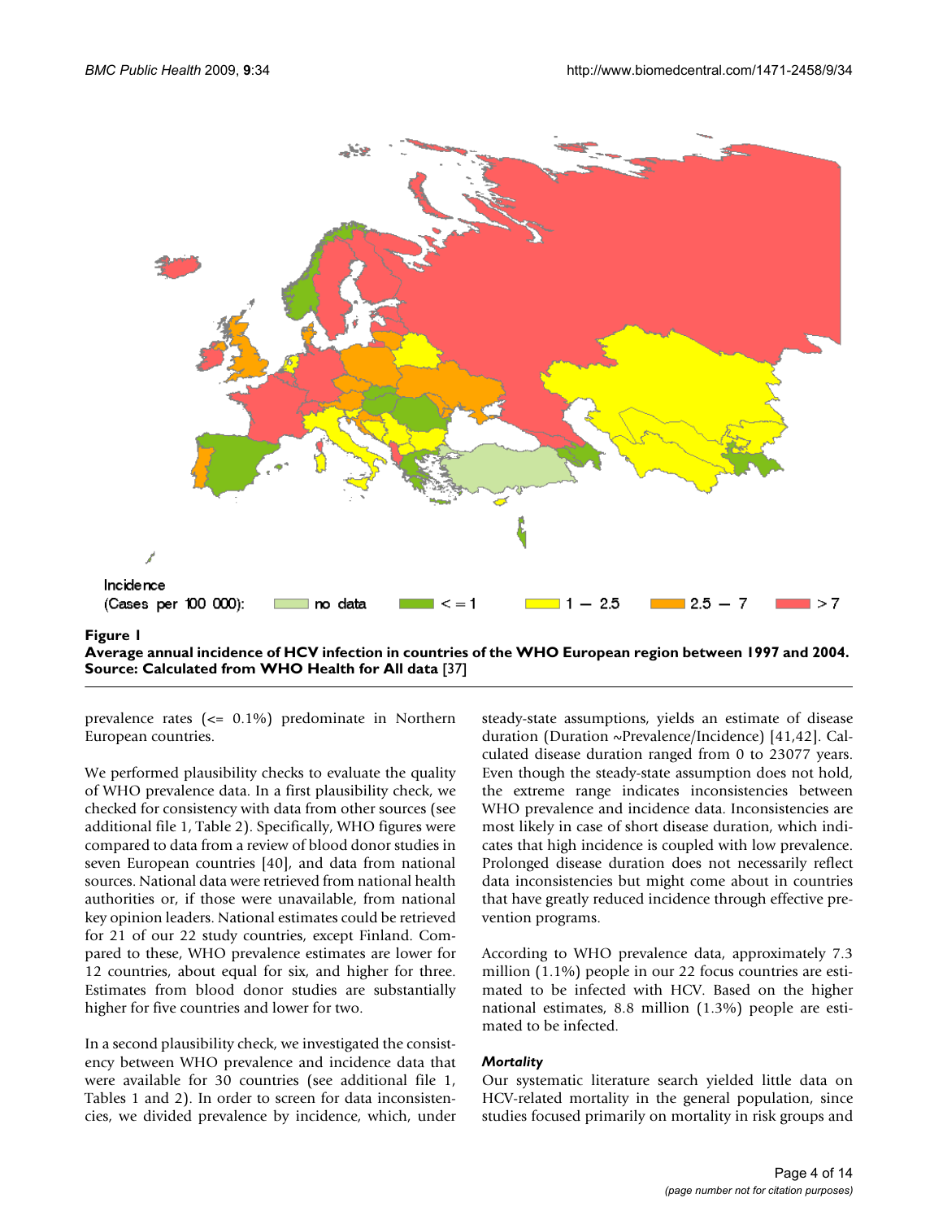Incidence (Cases per 100 000): no data; <= 1; 1 – 2.5; 2.5 – 7; > 7

**Figure 1**
**Average annual incidence of HCV infection in countries of the WHO European region between 1997 and 2004. Source: Calculated from WHO Health for All data** [37]

prevalence rates (<= 0.1%) predominate in Northern European countries.

We performed plausibility checks to evaluate the quality of WHO prevalence data. In a first plausibility check, we checked for consistency with data from other sources (see additional file 1, Table 2). Specifically, WHO figures were compared to data from a review of blood donor studies in seven European countries [40], and data from national sources. National data were retrieved from national health authorities or, if those were unavailable, from national key opinion leaders. National estimates could be retrieved for 21 of our 22 study countries, except Finland. Compared to these, WHO prevalence estimates are lower for 12 countries, about equal for six, and higher for three. Estimates from blood donor studies are substantially higher for five countries and lower for two.

In a second plausibility check, we investigated the consistency between WHO prevalence and incidence data that were available for 30 countries (see additional file 1, Tables 1 and 2). In order to screen for data inconsistencies, we divided prevalence by incidence, which, under steady-state assumptions, yields an estimate of disease duration (Duration ~Prevalence/Incidence) [41,42]. Calculated disease duration ranged from 0 to 23077 years. Even though the steady-state assumption does not hold, the extreme range indicates inconsistencies between WHO prevalence and incidence data. Inconsistencies are most likely in case of short disease duration, which indicates that high incidence is coupled with low prevalence. Prolonged disease duration does not necessarily reflect data inconsistencies but might come about in countries that have greatly reduced incidence through effective prevention programs.

According to WHO prevalence data, approximately 7.3 million (1.1%) people in our 22 focus countries are estimated to be infected with HCV. Based on the higher national estimates, 8.8 million (1.3%) people are estimated to be infected.

### *Mortality*

Our systematic literature search yielded little data on HCV-related mortality in the general population, since studies focused primarily on mortality in risk groups and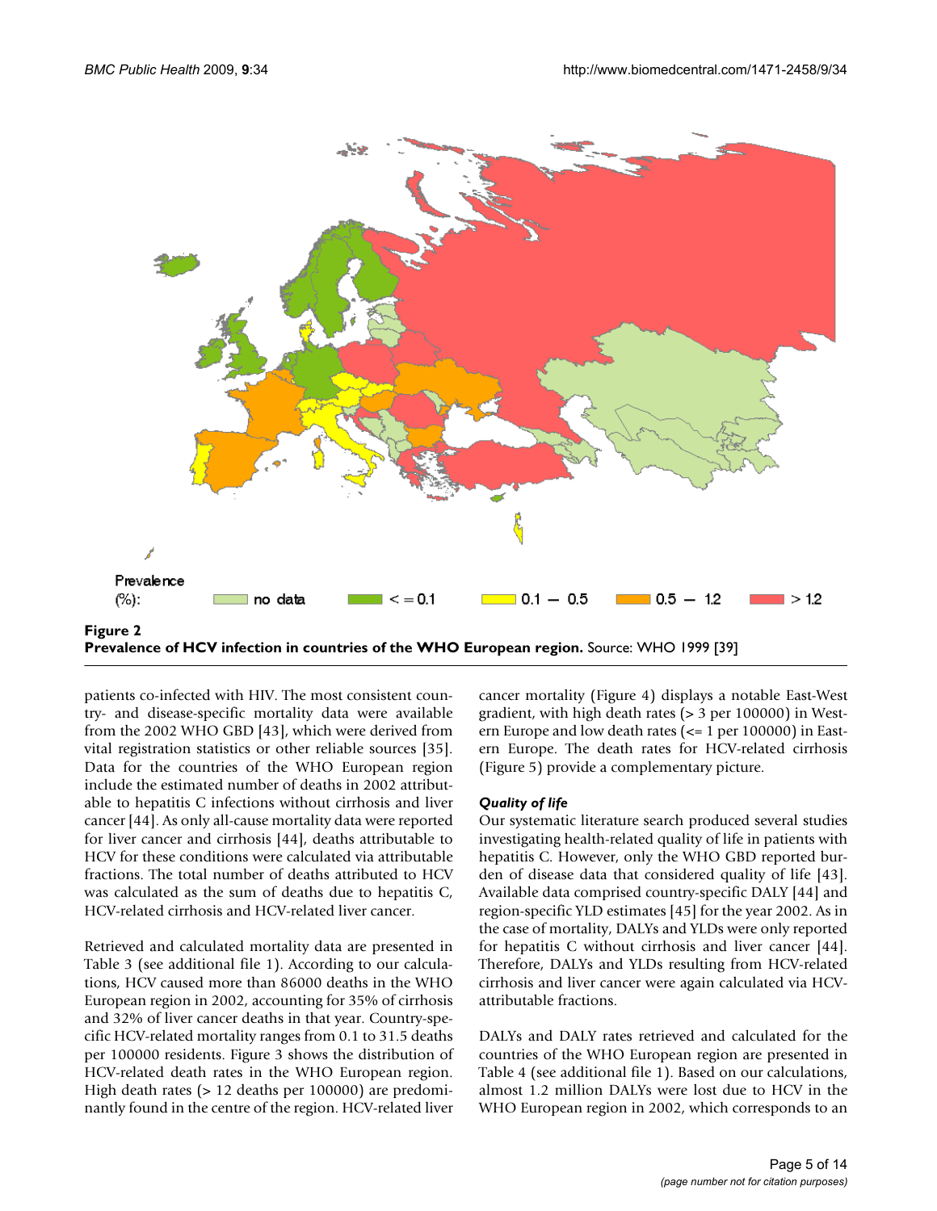Prevalence (%): no data | <= 0.1 | 0.1 – 0.5 | 0.5 – 1.2 | > 1.2

**Figure 2**
**Prevalence of HCV infection in countries of the WHO European region.** Source: WHO 1999 [39]

patients co-infected with HIV. The most consistent country- and disease-specific mortality data were available from the 2002 WHO GBD [43], which were derived from vital registration statistics or other reliable sources [35]. Data for the countries of the WHO European region include the estimated number of deaths in 2002 attributable to hepatitis C infections without cirrhosis and liver cancer [44]. As only all-cause mortality data were reported for liver cancer and cirrhosis [44], deaths attributable to HCV for these conditions were calculated via attributable fractions. The total number of deaths attributed to HCV was calculated as the sum of deaths due to hepatitis C, HCV-related cirrhosis and HCV-related liver cancer.

Retrieved and calculated mortality data are presented in Table 3 (see additional file 1). According to our calculations, HCV caused more than 86000 deaths in the WHO European region in 2002, accounting for 35% of cirrhosis and 32% of liver cancer deaths in that year. Country-specific HCV-related mortality ranges from 0.1 to 31.5 deaths per 100000 residents. Figure 3 shows the distribution of HCV-related death rates in the WHO European region. High death rates (> 12 deaths per 100000) are predominantly found in the centre of the region. HCV-related liver cancer mortality (Figure 4) displays a notable East-West gradient, with high death rates (> 3 per 100000) in Western Europe and low death rates (<= 1 per 100000) in Eastern Europe. The death rates for HCV-related cirrhosis (Figure 5) provide a complementary picture.

### *Quality of life*

Our systematic literature search produced several studies investigating health-related quality of life in patients with hepatitis C. However, only the WHO GBD reported burden of disease data that considered quality of life [43]. Available data comprised country-specific DALY [44] and region-specific YLD estimates [45] for the year 2002. As in the case of mortality, DALYs and YLDs were only reported for hepatitis C without cirrhosis and liver cancer [44]. Therefore, DALYs and YLDs resulting from HCV-related cirrhosis and liver cancer were again calculated via HCV-attributable fractions.

DALYs and DALY rates retrieved and calculated for the countries of the WHO European region are presented in Table 4 (see additional file 1). Based on our calculations, almost 1.2 million DALYs were lost due to HCV in the WHO European region in 2002, which corresponds to an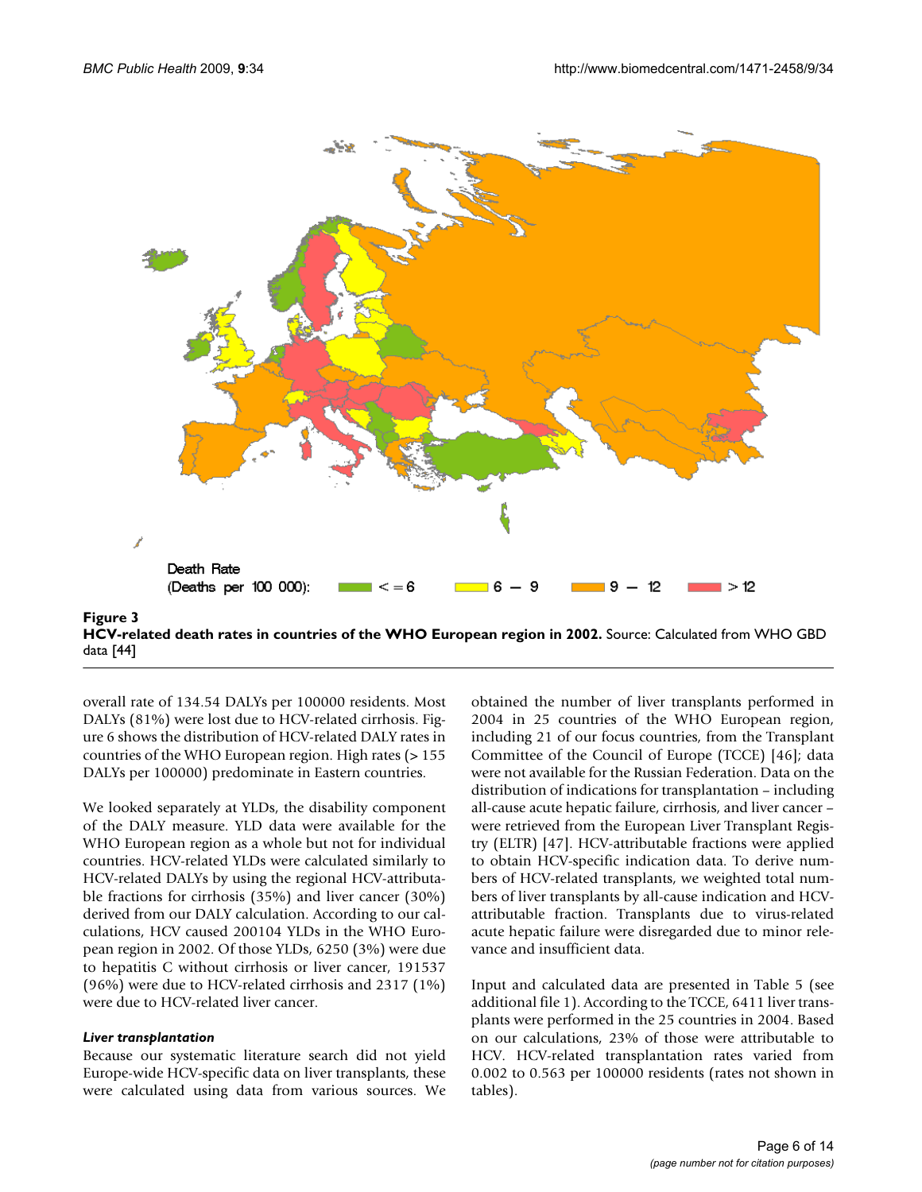**Figure 3**
**HCV-related death rates in countries of the WHO European region in 2002.** Source: Calculated from WHO GBD data [44]

overall rate of 134.54 DALYs per 100000 residents. Most DALYs (81%) were lost due to HCV-related cirrhosis. Figure 6 shows the distribution of HCV-related DALY rates in countries of the WHO European region. High rates (> 155 DALYs per 100000) predominate in Eastern countries.

We looked separately at YLDs, the disability component of the DALY measure. YLD data were available for the WHO European region as a whole but not for individual countries. HCV-related YLDs were calculated similarly to HCV-related DALYs by using the regional HCV-attributable fractions for cirrhosis (35%) and liver cancer (30%) derived from our DALY calculation. According to our calculations, HCV caused 200104 YLDs in the WHO European region in 2002. Of those YLDs, 6250 (3%) were due to hepatitis C without cirrhosis or liver cancer, 191537 (96%) were due to HCV-related cirrhosis and 2317 (1%) were due to HCV-related liver cancer.

### *Liver transplantation*

Because our systematic literature search did not yield Europe-wide HCV-specific data on liver transplants, these were calculated using data from various sources. We obtained the number of liver transplants performed in 2004 in 25 countries of the WHO European region, including 21 of our focus countries, from the Transplant Committee of the Council of Europe (TCCE) [46]; data were not available for the Russian Federation. Data on the distribution of indications for transplantation – including all-cause acute hepatic failure, cirrhosis, and liver cancer – were retrieved from the European Liver Transplant Registry (ELTR) [47]. HCV-attributable fractions were applied to obtain HCV-specific indication data. To derive numbers of HCV-related transplants, we weighted total numbers of liver transplants by all-cause indication and HCV-attributable fraction. Transplants due to virus-related acute hepatic failure were disregarded due to minor relevance and insufficient data.

Input and calculated data are presented in Table 5 (see additional file 1). According to the TCCE, 6411 liver transplants were performed in the 25 countries in 2004. Based on our calculations, 23% of those were attributable to HCV. HCV-related transplantation rates varied from 0.002 to 0.563 per 100000 residents (rates not shown in tables).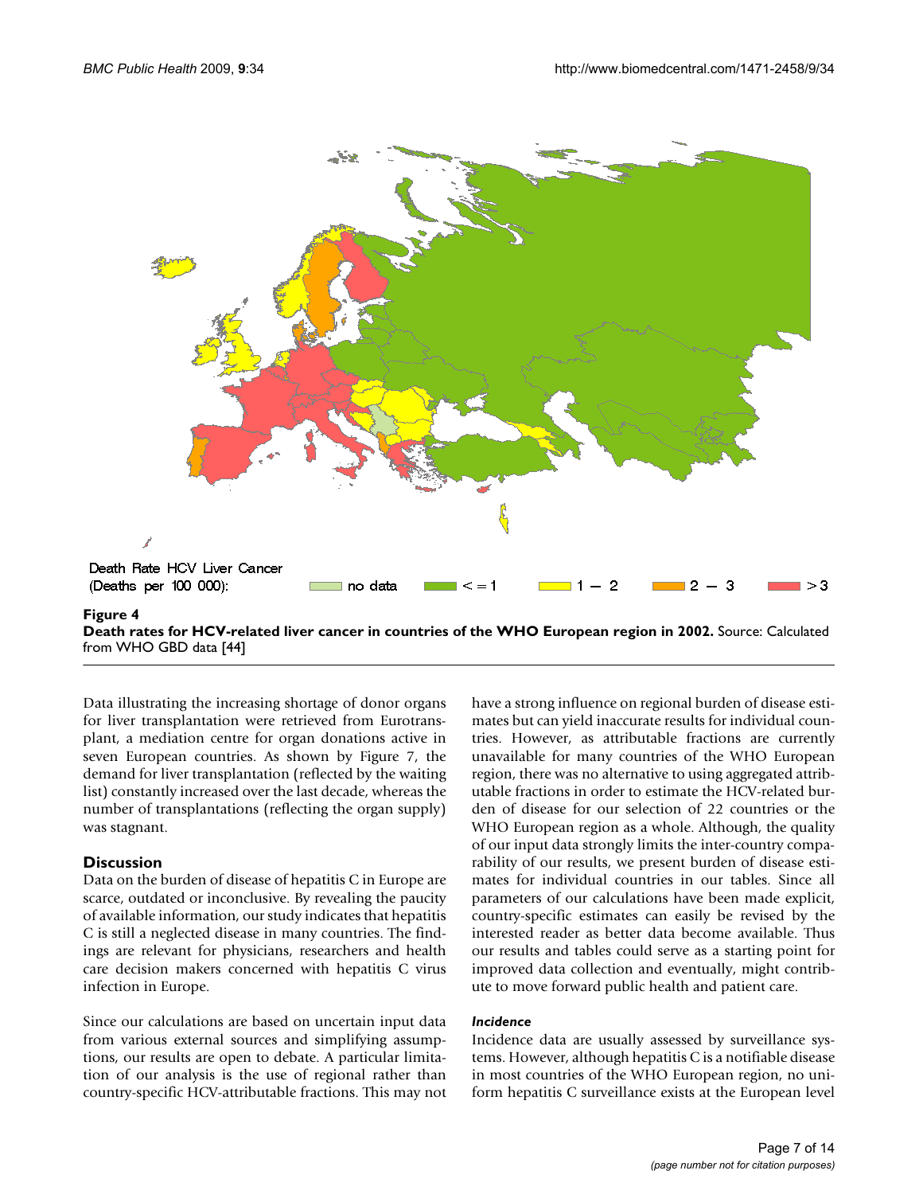**Figure 4**

**Death rates for HCV-related liver cancer in countries of the WHO European region in 2002.** Source: Calculated from WHO GBD data [44]

Data illustrating the increasing shortage of donor organs for liver transplantation were retrieved from Eurotransplant, a mediation centre for organ donations active in seven European countries. As shown by Figure 7, the demand for liver transplantation (reflected by the waiting list) constantly increased over the last decade, whereas the number of transplantations (reflecting the organ supply) was stagnant.

## Discussion

Data on the burden of disease of hepatitis C in Europe are scarce, outdated or inconclusive. By revealing the paucity of available information, our study indicates that hepatitis C is still a neglected disease in many countries. The findings are relevant for physicians, researchers and health care decision makers concerned with hepatitis C virus infection in Europe.

Since our calculations are based on uncertain input data from various external sources and simplifying assumptions, our results are open to debate. A particular limitation of our analysis is the use of regional rather than country-specific HCV-attributable fractions. This may not have a strong influence on regional burden of disease estimates but can yield inaccurate results for individual countries. However, as attributable fractions are currently unavailable for many countries of the WHO European region, there was no alternative to using aggregated attributable fractions in order to estimate the HCV-related burden of disease for our selection of 22 countries or the WHO European region as a whole. Although, the quality of our input data strongly limits the inter-country comparability of our results, we present burden of disease estimates for individual countries in our tables. Since all parameters of our calculations have been made explicit, country-specific estimates can easily be revised by the interested reader as better data become available. Thus our results and tables could serve as a starting point for improved data collection and eventually, might contribute to move forward public health and patient care.

### *Incidence*

Incidence data are usually assessed by surveillance systems. However, although hepatitis C is a notifiable disease in most countries of the WHO European region, no uniform hepatitis C surveillance exists at the European level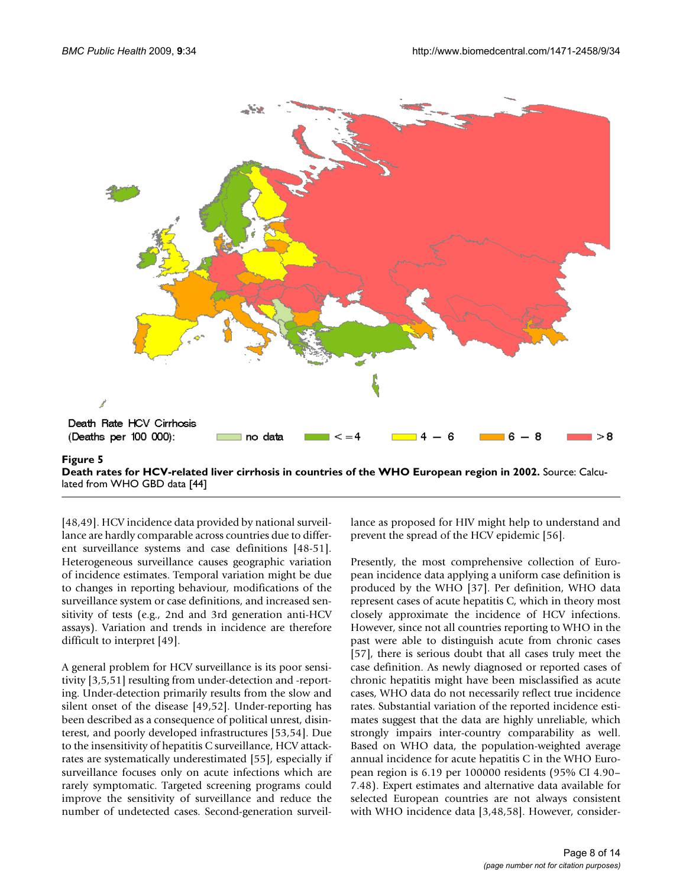Death Rate HCV Cirrhosis (Deaths per 100 000): no data; <=4; 4 – 6; 6 – 8; >8

**Figure 5**
**Death rates for HCV-related liver cirrhosis in countries of the WHO European region in 2002.** Source: Calculated from WHO GBD data [44]

[48,49]. HCV incidence data provided by national surveillance are hardly comparable across countries due to different surveillance systems and case definitions [48-51]. Heterogeneous surveillance causes geographic variation of incidence estimates. Temporal variation might be due to changes in reporting behaviour, modifications of the surveillance system or case definitions, and increased sensitivity of tests (e.g., 2nd and 3rd generation anti-HCV assays). Variation and trends in incidence are therefore difficult to interpret [49].

A general problem for HCV surveillance is its poor sensitivity [3,5,51] resulting from under-detection and -reporting. Under-detection primarily results from the slow and silent onset of the disease [49,52]. Under-reporting has been described as a consequence of political unrest, disinterest, and poorly developed infrastructures [53,54]. Due to the insensitivity of hepatitis C surveillance, HCV attack-rates are systematically underestimated [55], especially if surveillance focuses only on acute infections which are rarely symptomatic. Targeted screening programs could improve the sensitivity of surveillance and reduce the number of undetected cases. Second-generation surveillance as proposed for HIV might help to understand and prevent the spread of the HCV epidemic [56].

Presently, the most comprehensive collection of European incidence data applying a uniform case definition is produced by the WHO [37]. Per definition, WHO data represent cases of acute hepatitis C, which in theory most closely approximate the incidence of HCV infections. However, since not all countries reporting to WHO in the past were able to distinguish acute from chronic cases [57], there is serious doubt that all cases truly meet the case definition. As newly diagnosed or reported cases of chronic hepatitis might have been misclassified as acute cases, WHO data do not necessarily reflect true incidence rates. Substantial variation of the reported incidence estimates suggest that the data are highly unreliable, which strongly impairs inter-country comparability as well. Based on WHO data, the population-weighted average annual incidence for acute hepatitis C in the WHO European region is 6.19 per 100000 residents (95% CI 4.90–7.48). Expert estimates and alternative data available for selected European countries are not always consistent with WHO incidence data [3,48,58]. However, consider-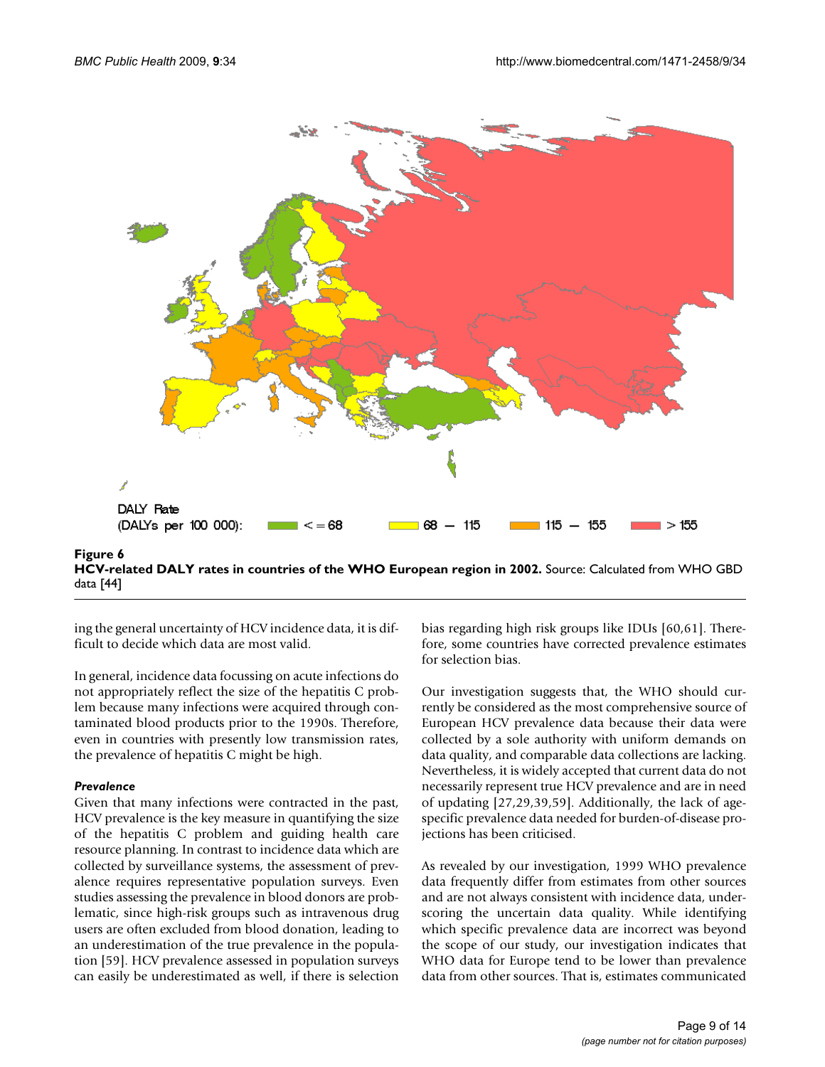DALY Rate
(DALYs per 100 000): <= 68 68 – 115 115 – 155 > 155

**Figure 6**
**HCV-related DALY rates in countries of the WHO European region in 2002.** Source: Calculated from WHO GBD data [44]

ing the general uncertainty of HCV incidence data, it is difficult to decide which data are most valid.

In general, incidence data focussing on acute infections do not appropriately reflect the size of the hepatitis C problem because many infections were acquired through contaminated blood products prior to the 1990s. Therefore, even in countries with presently low transmission rates, the prevalence of hepatitis C might be high.

### *Prevalence*

Given that many infections were contracted in the past, HCV prevalence is the key measure in quantifying the size of the hepatitis C problem and guiding health care resource planning. In contrast to incidence data which are collected by surveillance systems, the assessment of prevalence requires representative population surveys. Even studies assessing the prevalence in blood donors are problematic, since high-risk groups such as intravenous drug users are often excluded from blood donation, leading to an underestimation of the true prevalence in the population [59]. HCV prevalence assessed in population surveys can easily be underestimated as well, if there is selection bias regarding high risk groups like IDUs [60,61]. Therefore, some countries have corrected prevalence estimates for selection bias.

Our investigation suggests that, the WHO should currently be considered as the most comprehensive source of European HCV prevalence data because their data were collected by a sole authority with uniform demands on data quality, and comparable data collections are lacking. Nevertheless, it is widely accepted that current data do not necessarily represent true HCV prevalence and are in need of updating [27,29,39,59]. Additionally, the lack of age-specific prevalence data needed for burden-of-disease projections has been criticised.

As revealed by our investigation, 1999 WHO prevalence data frequently differ from estimates from other sources and are not always consistent with incidence data, underscoring the uncertain data quality. While identifying which specific prevalence data are incorrect was beyond the scope of our study, our investigation indicates that WHO data for Europe tend to be lower than prevalence data from other sources. That is, estimates communicated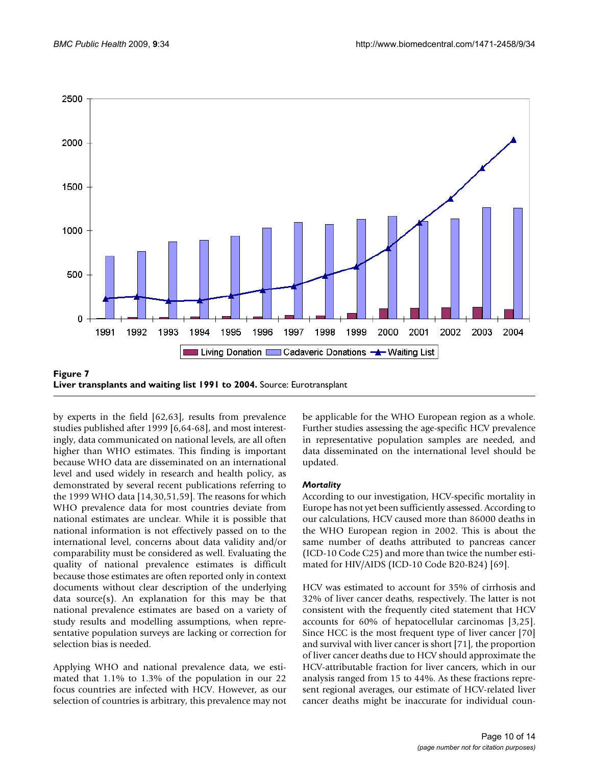**Figure 7**
**Liver transplants and waiting list 1991 to 2004.** Source: Eurotransplant

by experts in the field [62,63], results from prevalence studies published after 1999 [6,64-68], and most interestingly, data communicated on national levels, are all often higher than WHO estimates. This finding is important because WHO data are disseminated on an international level and used widely in research and health policy, as demonstrated by several recent publications referring to the 1999 WHO data [14,30,51,59]. The reasons for which WHO prevalence data for most countries deviate from national estimates are unclear. While it is possible that national information is not effectively passed on to the international level, concerns about data validity and/or comparability must be considered as well. Evaluating the quality of national prevalence estimates is difficult because those estimates are often reported only in context documents without clear description of the underlying data source(s). An explanation for this may be that national prevalence estimates are based on a variety of study results and modelling assumptions, when representative population surveys are lacking or correction for selection bias is needed.

Applying WHO and national prevalence data, we estimated that 1.1% to 1.3% of the population in our 22 focus countries are infected with HCV. However, as our selection of countries is arbitrary, this prevalence may not be applicable for the WHO European region as a whole. Further studies assessing the age-specific HCV prevalence in representative population samples are needed, and data disseminated on the international level should be updated.

### *Mortality*

According to our investigation, HCV-specific mortality in Europe has not yet been sufficiently assessed. According to our calculations, HCV caused more than 86000 deaths in the WHO European region in 2002. This is about the same number of deaths attributed to pancreas cancer (ICD-10 Code C25) and more than twice the number estimated for HIV/AIDS (ICD-10 Code B20-B24) [69].

HCV was estimated to account for 35% of cirrhosis and 32% of liver cancer deaths, respectively. The latter is not consistent with the frequently cited statement that HCV accounts for 60% of hepatocellular carcinomas [3,25]. Since HCC is the most frequent type of liver cancer [70] and survival with liver cancer is short [71], the proportion of liver cancer deaths due to HCV should approximate the HCV-attributable fraction for liver cancers, which in our analysis ranged from 15 to 44%. As these fractions represent regional averages, our estimate of HCV-related liver cancer deaths might be inaccurate for individual coun-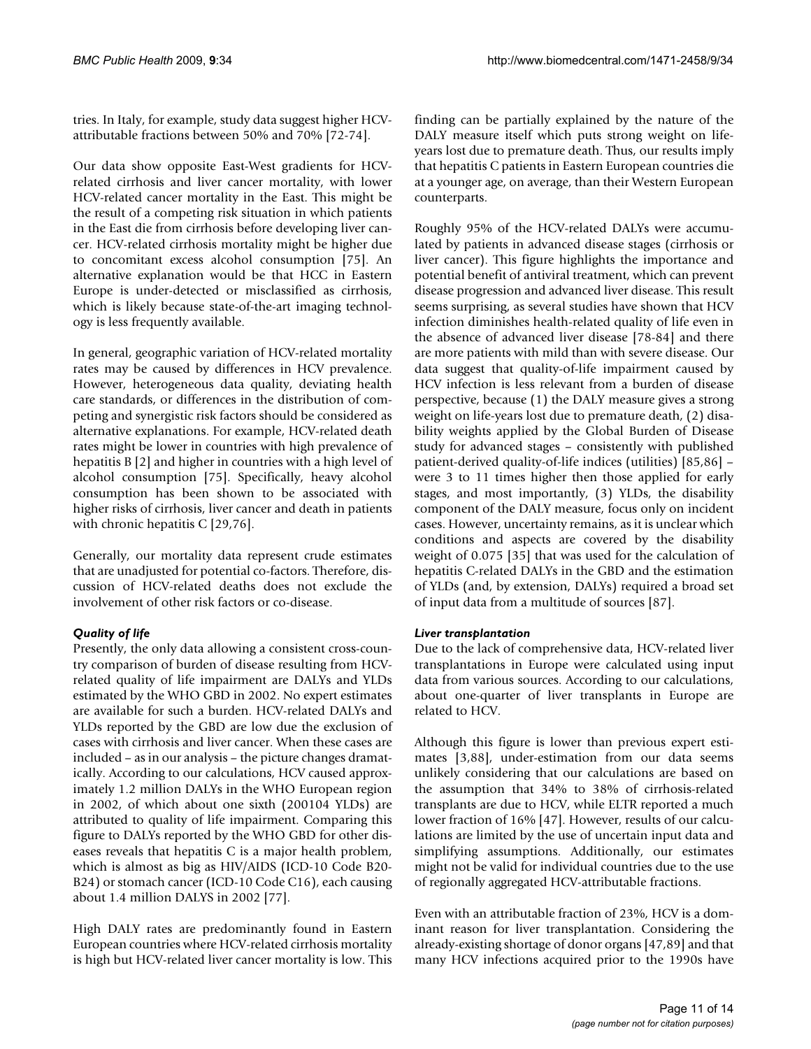tries. In Italy, for example, study data suggest higher HCV-attributable fractions between 50% and 70% [72-74].

Our data show opposite East-West gradients for HCV-related cirrhosis and liver cancer mortality, with lower HCV-related cancer mortality in the East. This might be the result of a competing risk situation in which patients in the East die from cirrhosis before developing liver cancer. HCV-related cirrhosis mortality might be higher due to concomitant excess alcohol consumption [75]. An alternative explanation would be that HCC in Eastern Europe is under-detected or misclassified as cirrhosis, which is likely because state-of-the-art imaging technology is less frequently available.

In general, geographic variation of HCV-related mortality rates may be caused by differences in HCV prevalence. However, heterogeneous data quality, deviating health care standards, or differences in the distribution of competing and synergistic risk factors should be considered as alternative explanations. For example, HCV-related death rates might be lower in countries with high prevalence of hepatitis B [2] and higher in countries with a high level of alcohol consumption [75]. Specifically, heavy alcohol consumption has been shown to be associated with higher risks of cirrhosis, liver cancer and death in patients with chronic hepatitis C [29,76].

Generally, our mortality data represent crude estimates that are unadjusted for potential co-factors. Therefore, discussion of HCV-related deaths does not exclude the involvement of other risk factors or co-disease.

### *Quality of life*

Presently, the only data allowing a consistent cross-country comparison of burden of disease resulting from HCV-related quality of life impairment are DALYs and YLDs estimated by the WHO GBD in 2002. No expert estimates are available for such a burden. HCV-related DALYs and YLDs reported by the GBD are low due the exclusion of cases with cirrhosis and liver cancer. When these cases are included – as in our analysis – the picture changes dramatically. According to our calculations, HCV caused approximately 1.2 million DALYs in the WHO European region in 2002, of which about one sixth (200104 YLDs) are attributed to quality of life impairment. Comparing this figure to DALYs reported by the WHO GBD for other diseases reveals that hepatitis C is a major health problem, which is almost as big as HIV/AIDS (ICD-10 Code B20-B24) or stomach cancer (ICD-10 Code C16), each causing about 1.4 million DALYS in 2002 [77].

High DALY rates are predominantly found in Eastern European countries where HCV-related cirrhosis mortality is high but HCV-related liver cancer mortality is low. This finding can be partially explained by the nature of the DALY measure itself which puts strong weight on life-years lost due to premature death. Thus, our results imply that hepatitis C patients in Eastern European countries die at a younger age, on average, than their Western European counterparts.

Roughly 95% of the HCV-related DALYs were accumulated by patients in advanced disease stages (cirrhosis or liver cancer). This figure highlights the importance and potential benefit of antiviral treatment, which can prevent disease progression and advanced liver disease. This result seems surprising, as several studies have shown that HCV infection diminishes health-related quality of life even in the absence of advanced liver disease [78-84] and there are more patients with mild than with severe disease. Our data suggest that quality-of-life impairment caused by HCV infection is less relevant from a burden of disease perspective, because (1) the DALY measure gives a strong weight on life-years lost due to premature death, (2) disability weights applied by the Global Burden of Disease study for advanced stages – consistently with published patient-derived quality-of-life indices (utilities) [85,86] – were 3 to 11 times higher then those applied for early stages, and most importantly, (3) YLDs, the disability component of the DALY measure, focus only on incident cases. However, uncertainty remains, as it is unclear which conditions and aspects are covered by the disability weight of 0.075 [35] that was used for the calculation of hepatitis C-related DALYs in the GBD and the estimation of YLDs (and, by extension, DALYs) required a broad set of input data from a multitude of sources [87].

### *Liver transplantation*

Due to the lack of comprehensive data, HCV-related liver transplantations in Europe were calculated using input data from various sources. According to our calculations, about one-quarter of liver transplants in Europe are related to HCV.

Although this figure is lower than previous expert estimates [3,88], under-estimation from our data seems unlikely considering that our calculations are based on the assumption that 34% to 38% of cirrhosis-related transplants are due to HCV, while ELTR reported a much lower fraction of 16% [47]. However, results of our calculations are limited by the use of uncertain input data and simplifying assumptions. Additionally, our estimates might not be valid for individual countries due to the use of regionally aggregated HCV-attributable fractions.

Even with an attributable fraction of 23%, HCV is a dominant reason for liver transplantation. Considering the already-existing shortage of donor organs [47,89] and that many HCV infections acquired prior to the 1990s have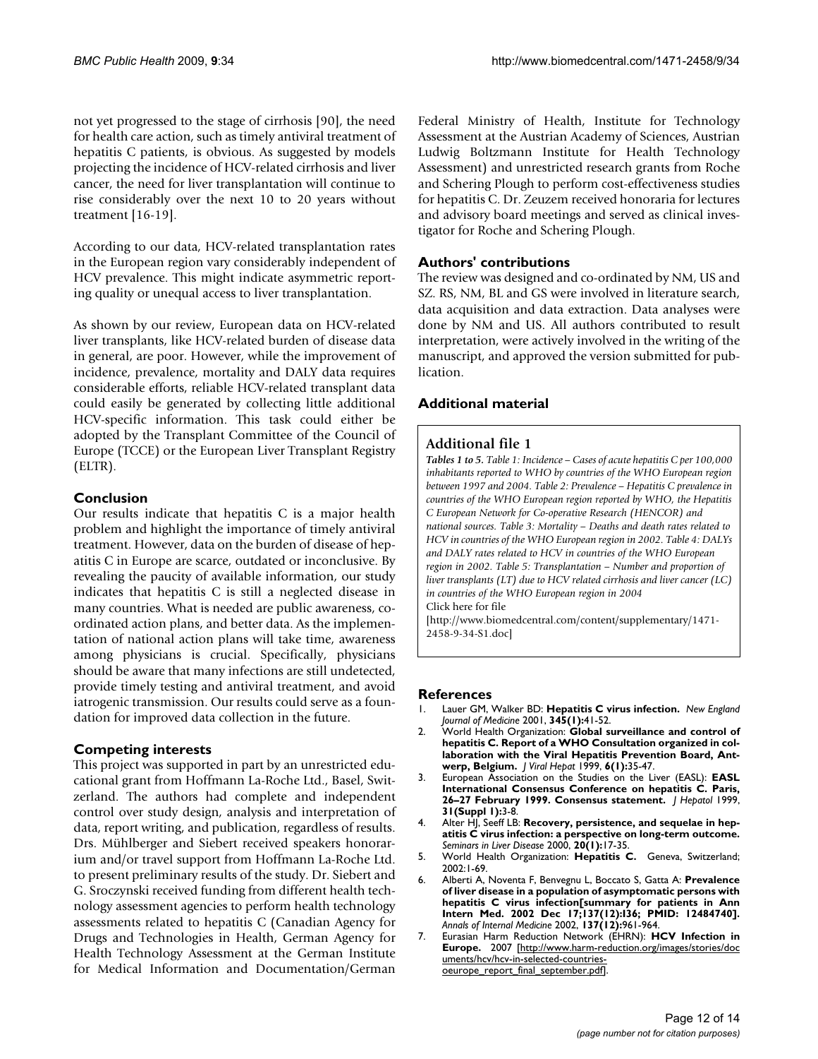not yet progressed to the stage of cirrhosis [90], the need for health care action, such as timely antiviral treatment of hepatitis C patients, is obvious. As suggested by models projecting the incidence of HCV-related cirrhosis and liver cancer, the need for liver transplantation will continue to rise considerably over the next 10 to 20 years without treatment [16-19].

According to our data, HCV-related transplantation rates in the European region vary considerably independent of HCV prevalence. This might indicate asymmetric reporting quality or unequal access to liver transplantation.

As shown by our review, European data on HCV-related liver transplants, like HCV-related burden of disease data in general, are poor. However, while the improvement of incidence, prevalence, mortality and DALY data requires considerable efforts, reliable HCV-related transplant data could easily be generated by collecting little additional HCV-specific information. This task could either be adopted by the Transplant Committee of the Council of Europe (TCCE) or the European Liver Transplant Registry (ELTR).

## Conclusion

Our results indicate that hepatitis C is a major health problem and highlight the importance of timely antiviral treatment. However, data on the burden of disease of hepatitis C in Europe are scarce, outdated or inconclusive. By revealing the paucity of available information, our study indicates that hepatitis C is still a neglected disease in many countries. What is needed are public awareness, coordinated action plans, and better data. As the implementation of national action plans will take time, awareness among physicians is crucial. Specifically, physicians should be aware that many infections are still undetected, provide timely testing and antiviral treatment, and avoid iatrogenic transmission. Our results could serve as a foundation for improved data collection in the future.

## Competing interests

This project was supported in part by an unrestricted educational grant from Hoffmann La-Roche Ltd., Basel, Switzerland. The authors had complete and independent control over study design, analysis and interpretation of data, report writing, and publication, regardless of results. Drs. Mühlberger and Siebert received speakers honorarium and/or travel support from Hoffmann La-Roche Ltd. to present preliminary results of the study. Dr. Siebert and G. Sroczynski received funding from different health technology assessment agencies to perform health technology assessments related to hepatitis C (Canadian Agency for Drugs and Technologies in Health, German Agency for Health Technology Assessment at the German Institute for Medical Information and Documentation/German Federal Ministry of Health, Institute for Technology Assessment at the Austrian Academy of Sciences, Austrian Ludwig Boltzmann Institute for Health Technology Assessment) and unrestricted research grants from Roche and Schering Plough to perform cost-effectiveness studies for hepatitis C. Dr. Zeuzem received honoraria for lectures and advisory board meetings and served as clinical investigator for Roche and Schering Plough.

## Authors' contributions

The review was designed and co-ordinated by NM, US and SZ. RS, NM, BL and GS were involved in literature search, data acquisition and data extraction. Data analyses were done by NM and US. All authors contributed to result interpretation, were actively involved in the writing of the manuscript, and approved the version submitted for publication.

## Additional material

### Additional file 1

*Tables 1 to 5. Table 1: Incidence – Cases of acute hepatitis C per 100,000 inhabitants reported to WHO by countries of the WHO European region between 1997 and 2004. Table 2: Prevalence – Hepatitis C prevalence in countries of the WHO European region reported by WHO, the Hepatitis C European Network for Co-operative Research (HENCOR) and national sources. Table 3: Mortality – Deaths and death rates related to HCV in countries of the WHO European region in 2002. Table 4: DALYs and DALY rates related to HCV in countries of the WHO European region in 2002. Table 5: Transplantation – Number and proportion of liver transplants (LT) due to HCV related cirrhosis and liver cancer (LC) in countries of the WHO European region in 2004*
Click here for file
[http://www.biomedcentral.com/content/supplementary/1471-2458-9-34-S1.doc]

## References

1. Lauer GM, Walker BD: **Hepatitis C virus infection.** *New England Journal of Medicine* 2001, **345(1):**41-52.
2. World Health Organization: **Global surveillance and control of hepatitis C. Report of a WHO Consultation organized in collaboration with the Viral Hepatitis Prevention Board, Antwerp, Belgium.** *J Viral Hepat* 1999, **6(1):**35-47.
3. European Association on the Studies on the Liver (EASL): **EASL International Consensus Conference on hepatitis C. Paris, 26–27 February 1999. Consensus statement.** *J Hepatol* 1999, **31(Suppl 1):**3-8.
4. Alter HJ, Seeff LB: **Recovery, persistence, and sequelae in hepatitis C virus infection: a perspective on long-term outcome.** *Seminars in Liver Disease* 2000, **20(1):**17-35.
5. World Health Organization: **Hepatitis C.** Geneva, Switzerland; 2002:1-69.
6. Alberti A, Noventa F, Benvegnu L, Boccato S, Gatta A: **Prevalence of liver disease in a population of asymptomatic persons with hepatitis C virus infection[summary for patients in Ann Intern Med. 2002 Dec 17;137(12):I36; PMID: 12484740].** *Annals of Internal Medicine* 2002, **137(12):**961-964.
7. Eurasian Harm Reduction Network (EHRN): **HCV Infection in Europe.** 2007 [http://www.harm-reduction.org/images/stories/documents/hcv/hcv-in-selected-countries-oeurope_report_final_september.pdf].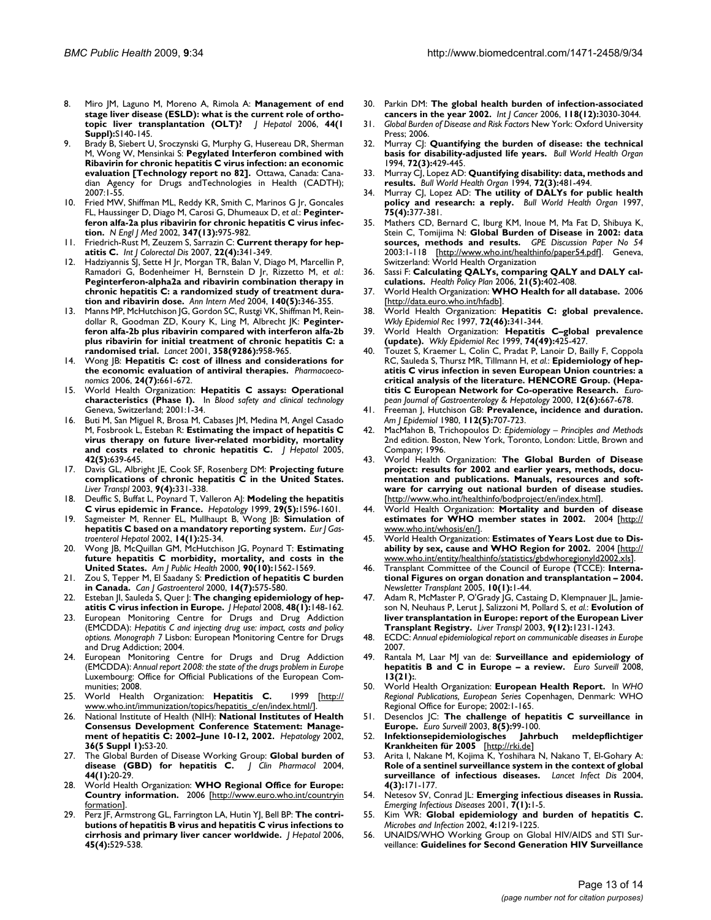8. Miro JM, Laguno M, Moreno A, Rimola A: **Management of end stage liver disease (ESLD): what is the current role of orthotopic liver transplantation (OLT)?** *J Hepatol* 2006, **44(1 Suppl):**S140-145.
9. Brady B, Siebert U, Sroczynski G, Murphy G, Husereau DR, Sherman M, Wong W, Mensinkai S: **Pegylated Interferon combined with Ribavirin for chronic hepatitis C virus infection: an economic evaluation [Technology report no 82].** Ottawa, Canada: Canadian Agency for Drugs andTechnologies in Health (CADTH); 2007:1-55.
10. Fried MW, Shiffman ML, Reddy KR, Smith C, Marinos G Jr, Goncales FL, Haussinger D, Diago M, Carosi G, Dhumeaux D, *et al.*: **Peginterferon alfa-2a plus ribavirin for chronic hepatitis C virus infection.** *N Engl J Med* 2002, **347(13):**975-982.
11. Friedrich-Rust M, Zeuzem S, Sarrazin C: **Current therapy for hepatitis C.** *Int J Colorectal Dis* 2007, **22(4):**341-349.
12. Hadziyannis SJ, Sette H Jr, Morgan TR, Balan V, Diago M, Marcellin P, Ramadori G, Bodenheimer H, Bernstein D Jr, Rizzetto M, *et al.*: **Peginterferon-alpha2a and ribavirin combination therapy in chronic hepatitis C: a randomized study of treatment duration and ribavirin dose.** *Ann Intern Med* 2004, **140(5):**346-355.
13. Manns MP, McHutchison JG, Gordon SC, Rustgi VK, Shiffman M, Reindollar R, Goodman ZD, Koury K, Ling M, Albrecht JK: **Peginterferon alfa-2b plus ribavirin compared with interferon alfa-2b plus ribavirin for initial treatment of chronic hepatitis C: a randomised trial.** *Lancet* 2001, **358(9286):**958-965.
14. Wong JB: **Hepatitis C: cost of illness and considerations for the economic evaluation of antiviral therapies.** *Pharmacoeconomics* 2006, **24(7):**661-672.
15. World Health Organization: **Hepatitis C assays: Operational characteristics (Phase I).** In *Blood safety and clinical technology* Geneva, Switzerland; 2001:1-34.
16. Buti M, San Miguel R, Brosa M, Cabases JM, Medina M, Angel Casado M, Fosbrook L, Esteban R: **Estimating the impact of hepatitis C virus therapy on future liver-related morbidity, mortality and costs related to chronic hepatitis C.** *J Hepatol* 2005, **42(5):**639-645.
17. Davis GL, Albright JE, Cook SF, Rosenberg DM: **Projecting future complications of chronic hepatitis C in the United States.** *Liver Transpl* 2003, **9(4):**331-338.
18. Deuffic S, Buffat L, Poynard T, Valleron AJ: **Modeling the hepatitis C virus epidemic in France.** *Hepatology* 1999, **29(5):**1596-1601.
19. Sagmeister M, Renner EL, Mullhaupt B, Wong JB: **Simulation of hepatitis C based on a mandatory reporting system.** *Eur J Gastroenterol Hepatol* 2002, **14(1):**25-34.
20. Wong JB, McQuillan GM, McHutchison JG, Poynard T: **Estimating future hepatitis C morbidity, mortality, and costs in the United States.** *Am J Public Health* 2000, **90(10):**1562-1569.
21. Zou S, Tepper M, El Saadany S: **Prediction of hepatitis C burden in Canada.** *Can J Gastroenterol* 2000, **14(7):**575-580.
22. Esteban JI, Sauleda S, Quer J: **The changing epidemiology of hepatitis C virus infection in Europe.** *J Hepatol* 2008, **48(1):**148-162.
23. European Monitoring Centre for Drugs and Drug Addiction (EMCDDA): *Hepatitis C and injecting drug use: impact, costs and policy options. Monograph 7* Lisbon: European Monitoring Centre for Drugs and Drug Addiction; 2004.
24. European Monitoring Centre for Drugs and Drug Addiction (EMCDDA): *Annual report 2008: the state of the drugs problem in Europe* Luxembourg: Office for Official Publications of the European Communities; 2008.
25. World Health Organization: **Hepatitis C.** 1999 [http://www.who.int/immunization/topics/hepatitis_c/en/index.html/].
26. National Institute of Health (NIH): **National Institutes of Health Consensus Development Conference Statement: Management of hepatitis C: 2002–June 10-12, 2002.** *Hepatology* 2002, **36(5 Suppl 1):**S3-20.
27. The Global Burden of Disease Working Group: **Global burden of disease (GBD) for hepatitis C.** *J Clin Pharmacol* 2004, **44(1):**20-29.
28. World Health Organization: **WHO Regional Office for Europe: Country information.** 2006 [http://www.euro.who.int/countryinformation].
29. Perz JF, Armstrong GL, Farrington LA, Hutin YJ, Bell BP: **The contributions of hepatitis B virus and hepatitis C virus infections to cirrhosis and primary liver cancer worldwide.** *J Hepatol* 2006, **45(4):**529-538.
30. Parkin DM: **The global health burden of infection-associated cancers in the year 2002.** *Int J Cancer* 2006, **118(12):**3030-3044.
31. *Global Burden of Disease and Risk Factors* New York: Oxford University Press; 2006.
32. Murray CJ: **Quantifying the burden of disease: the technical basis for disability-adjusted life years.** *Bull World Health Organ* 1994, **72(3):**429-445.
33. Murray CJ, Lopez AD: **Quantifying disability: data, methods and results.** *Bull World Health Organ* 1994, **72(3):**481-494.
34. Murray CJ, Lopez AD: **The utility of DALYs for public health policy and research: a reply.** *Bull World Health Organ* 1997, **75(4):**377-381.
35. Mathers CD, Bernard C, Iburg KM, Inoue M, Ma Fat D, Shibuya K, Stein C, Tomijima N: **Global Burden of Disease in 2002: data sources, methods and results.** *GPE Discussion Paper No 54* 2003:1-118 [http://www.who.int/healthinfo/paper54.pdf]. Geneva, Switzerland: World Health Organization
36. Sassi F: **Calculating QALYs, comparing QALY and DALY calculations.** *Health Policy Plan* 2006, **21(5):**402-408.
37. World Health Organization: **WHO Health for all database.** 2006 [http://data.euro.who.int/hfadb].
38. World Health Organization: **Hepatitis C: global prevalence.** *Wkly Epidemiol Rec* 1997, **72(46):**341-344.
39. World Health Organization: **Hepatitis C–global prevalence (update).** *Wkly Epidemiol Rec* 1999, **74(49):**425-427.
40. Touzet S, Kraemer L, Colin C, Pradat P, Lanoir D, Bailly F, Coppola RC, Sauleda S, Thursz MR, Tillmann H, *et al.*: **Epidemiology of hepatitis C virus infection in seven European Union countries: a critical analysis of the literature. HENCORE Group. (Hepatitis C European Network for Co-operative Research.** *European Journal of Gastroenterology & Hepatology* 2000, **12(6):**667-678.
41. Freeman J, Hutchison GB: **Prevalence, incidence and duration.** *Am J Epidemiol* 1980, **112(5):**707-723.
42. MacMahon B, Trichopoulos D: *Epidemiology – Principles and Methods* 2nd edition. Boston, New York, Toronto, London: Little, Brown and Company; 1996.
43. World Health Organization: **The Global Burden of Disease project: results for 2002 and earlier years, methods, documentation and publications. Manuals, resources and software for carrying out national burden of disease studies.** [http://www.who.int/healthinfo/bodproject/en/index.html].
44. World Health Organization: **Mortality and burden of disease estimates for WHO member states in 2002.** 2004 [http://www.who.int/whosis/en/].
45. World Health Organization: **Estimates of Years Lost due to Disability by sex, cause and WHO Region for 2002.** 2004 [http://www.who.int/entity/healthinfo/statistics/gbdwhoregionyld2002.xls].
46. Transplant Committee of the Council of Europe (TCCE): **International Figures on organ donation and transplantation – 2004.** *Newsletter Transplant* 2005, **10(1):**1-44.
47. Adam R, McMaster P, O'Grady JG, Castaing D, Klempnauer JL, Jamieson N, Neuhaus P, Lerut J, Salizzoni M, Pollard S, *et al.*: **Evolution of liver transplantation in Europe: report of the European Liver Transplant Registry.** *Liver Transpl* 2003, **9(12):**1231-1243.
48. ECDC: *Annual epidemiological report on communicable diseases in Europe* 2007.
49. Rantala M, Laar MJ van de: **Surveillance and epidemiology of hepatitis B and C in Europe – a review.** *Euro Surveill* 2008, **13(21):**.
50. World Health Organization: **European Health Report.** In *WHO Regional Publications, European Series* Copenhagen, Denmark: WHO Regional Office for Europe; 2002:1-165.
51. Desenclos JC: **The challenge of hepatitis C surveillance in Europe.** *Euro Surveill* 2003, **8(5):**99-100.
52. **Infektionsepidemiologisches Jahrbuch meldepflichtiger Krankheiten für 2005** [http://rki.de]
53. Arita I, Nakane M, Kojima K, Yoshihara N, Nakano T, El-Gohary A: **Role of a sentinel surveillance system in the context of global surveillance of infectious diseases.** *Lancet Infect Dis* 2004, **4(3):**171-177.
54. Netesov SV, Conrad JL: **Emerging infectious diseases in Russia.** *Emerging Infectious Diseases* 2001, **7(1):**1-5.
55. Kim WR: **Global epidemiology and burden of hepatitis C.** *Microbes and Infection* 2002, **4:**1219-1225.
56. UNAIDS/WHO Working Group on Global HIV/AIDS and STI Surveillance: **Guidelines for Second Generation HIV Surveillance**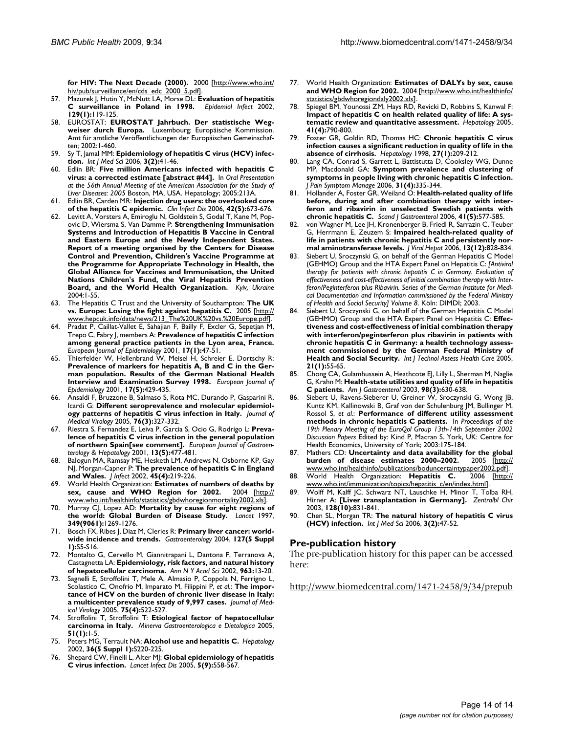**for HIV: The Next Decade (2000).** 2000 [http://www.who.int/hiv/pub/surveillance/en/cds_edc_2000_5.pdf].

57. Mazurek J, Hutin Y, McNutt LA, Morse DL: **Evaluation of hepatitis C surveillance in Poland in 1998.** *Epidemiol Infect* 2002, **129(1):**119-125.
58. EUROSTAT: **EUROSTAT Jahrbuch. Der statistische Wegweiser durch Europa.** Luxembourg: Europäische Kommission. Amt für amtliche Veröffentlichungen der Europäischen Gemeinschaften; 2002:1-460.
59. Sy T, Jamal MM: **Epidemiology of hepatitis C virus (HCV) infection.** *Int J Med Sci* 2006, **3(2):**41-46.
60. Edlin BR: **Five million Americans infected with hepatitis C virus: a corrected estimate [abstract #44].** In *Oral Presentation at the 56th Annual Meeting of the American Association for the Study of Liver Diseases: 2005* Boston, MA, USA. Hepatology; 2005:213A.
61. Edlin BR, Carden MR: **Injection drug users: the overlooked core of the hepatitis C epidemic.** *Clin Infect Dis* 2006, **42(5):**673-676.
62. Levitt A, Vorsters A, Emiroglu N, Goldstein S, Godal T, Kane M, Popovic D, Wiersma S, Van Damme P: **Strengthening Immunisation Systems and Introduction of Hepatitis B Vaccine in Central and Eastern Europe and the Newly Independent States. Report of a meeting organised by the Centers for Disease Control and Prevention, Children's Vaccine Programme at the Programme for Appropriate Technology in Health, the Global Alliance for Vaccines and Immunisation, the United Nations Children's Fund, the Viral Hepatitis Prevention Board, and the World Health Organization.** *Kyiv, Ukraine* 2004:1-55.
63. The Hepatitis C Trust and the University of Southampton: **The UK vs. Europe: Losing the fight against hepatitis C.** 2005 [http://www.hepcuk.info/data/news/213_The%20UK%20vs.%20Europe.pdf].
64. Pradat P, Caillat-Vallet E, Sahajian F, Bailly F, Excler G, Sepetjan M, Trepo C, Fabry J, members A: **Prevalence of hepatitis C infection among general practice patients in the Lyon area, France.** *European Journal of Epidemiology* 2001, **17(1):**47-51.
65. Thierfelder W, Hellenbrand W, Meisel H, Schreier E, Dortschy R: **Prevalence of markers for hepatitis A, B and C in the German population. Results of the German National Health Interview and Examination Survey 1998.** *European Journal of Epidemiology* 2001, **17(5):**429-435.
66. Ansaldi F, Bruzzone B, Salmaso S, Rota MC, Durando P, Gasparini R, Icardi G: **Different seroprevalence and molecular epidemiology patterns of hepatitis C virus infection in Italy.** *Journal of Medical Virology* 2005, **76(3):**327-332.
67. Riestra S, Fernandez E, Leiva P, Garcia S, Ocio G, Rodrigo L: **Prevalence of hepatitis C virus infection in the general population of northern Spain[see comment].** *European Journal of Gastroenterology & Hepatology* 2001, **13(5):**477-481.
68. Balogun MA, Ramsay ME, Hesketh LM, Andrews N, Osborne KP, Gay NJ, Morgan-Capner P: **The prevalence of hepatitis C in England and Wales.** *J Infect* 2002, **45(4):**219-226.
69. World Health Organization: **Estimates of numbers of deaths by sex, cause and WHO Region for 2002.** 2004 [http://www.who.int/healthinfo/statistics/gbdwhoregionmortality2002.xls].
70. Murray CJ, Lopez AD: **Mortality by cause for eight regions of the world: Global Burden of Disease Study.** *Lancet* 1997, **349(9061):**1269-1276.
71. Bosch FX, Ribes J, Diaz M, Cleries R: **Primary liver cancer: worldwide incidence and trends.** *Gastroenterology* 2004, **127(5 Suppl 1):**S5-S16.
72. Montalto G, Cervello M, Giannitrapani L, Dantona F, Terranova A, Castagnetta LA: **Epidemiology, risk factors, and natural history of hepatocellular carcinoma.** *Ann N Y Acad Sci* 2002, **963:**13-20.
73. Sagnelli E, Stroffolini T, Mele A, Almasio P, Coppola N, Ferrigno L, Scolastico C, Onofrio M, Imparato M, Filippini P, *et al.*: **The importance of HCV on the burden of chronic liver disease in Italy: a multicenter prevalence study of 9,997 cases.** *Journal of Medical Virology* 2005, **75(4):**522-527.
74. Stroffolini T, Stroffolini T: **Etiological factor of hepatocellular carcinoma in Italy.** *Minerva Gastroenterologica e Dietologica* 2005, **51(1):**1-5.
75. Peters MG, Terrault NA: **Alcohol use and hepatitis C.** *Hepatology* 2002, **36(5 Suppl 1):**S220-225.
76. Shepard CW, Finelli L, Alter MJ: **Global epidemiology of hepatitis C virus infection.** *Lancet Infect Dis* 2005, **5(9):**558-567.
77. World Health Organization: **Estimates of DALYs by sex, cause and WHO Region for 2002.** 2004 [http://www.who.int/healthinfo/statistics/gbdwhoregiondaly2002.xls].
78. Spiegel BM, Younossi ZM, Hays RD, Revicki D, Robbins S, Kanwal F: **Impact of hepatitis C on health related quality of life: A systematic review and quantitative assessment.** *Hepatology* 2005, **41(4):**790-800.
79. Foster GR, Goldin RD, Thomas HC: **Chronic hepatitis C virus infection causes a significant reduction in quality of life in the absence of cirrhosis.** *Hepatology* 1998, **27(1):**209-212.
80. Lang CA, Conrad S, Garrett L, Battistutta D, Cooksley WG, Dunne MP, Macdonald GA: **Symptom prevalence and clustering of symptoms in people living with chronic hepatitis C infection.** *J Pain Symptom Manage* 2006, **31(4):**335-344.
81. Hollander A, Foster GR, Weiland O: **Health-related quality of life before, during and after combination therapy with interferon and ribavirin in unselected Swedish patients with chronic hepatitis C.** *Scand J Gastroenterol* 2006, **41(5):**577-585.
82. von Wagner M, Lee JH, Kronenberger B, Friedl R, Sarrazin C, Teuber G, Herrmann E, Zeuzem S: **Impaired health-related quality of life in patients with chronic hepatitis C and persistently normal aminotransferase levels.** *J Viral Hepat* 2006, **13(12):**828-834.
83. Siebert U, Sroczynski G, on behalf of the German Hepatitis C Model (GEHMO) Group and the HTA Expert Panel on Hepatitis C: *[Antiviral therapy for patients with chronic hepatitis C in Germany. Evaluation of effectiveness and cost-effectiveness of initial combination therapy with Interferon/Peginterferon plus Ribavirin. Series of the German Institute for Medical Documentation and Information commissioned by the Federal Ministry of Health and Social Security] Volume 8*. Köln: DIMDI; 2003.
84. Siebert U, Sroczynski G, on behalf of the German Hepatitis C Model (GEHMO) Group and the HTA Expert Panel on Hepatitis C: **Effectiveness and cost-effectiveness of initial combination therapy with interferon/peginterferon plus ribavirin in patients with chronic hepatitis C in Germany: a health technology assessment commissioned by the German Federal Ministry of Health and Social Security.** *Int J Technol Assess Health Care* 2005, **21(1):**55-65.
85. Chong CA, Gulamhussein A, Heathcote EJ, Lilly L, Sherman M, Naglie G, Krahn M: **Health-state utilities and quality of life in hepatitis C patients.** *Am J Gastroenterol* 2003, **98(3):**630-638.
86. Siebert U, Ravens-Sieberer U, Greiner W, Sroczynski G, Wong JB, Kuntz KM, Kallinowski B, Graf von der Schulenburg JM, Bullinger M, Rossol S, *et al.*: **Performance of different utility assessment methods in chronic hepatitis C patients.** In *Proceedings of the 19th Plenary Meeting of the EuroQol Group 13th-14th September 2002 Discussion Papers* Edited by: Kind P, Macran S. York, UK: Centre for Health Economics, University of York; 2003:175-184.
87. Mathers CD: **Uncertainty and data availability for the global burden of disease estimates 2000–2002.** 2005 [http://www.who.int/healthinfo/publications/boduncertaintypaper2002.pdf].
88. World Health Organization: **Hepatitis C.** 2006 [http://www.who.int/immunization/topics/hepatitis_c/en/index.html].
89. Wolff M, Kalff JC, Schwarz NT, Lauschke H, Minor T, Tolba RH, Hirner A: **[Liver transplantation in Germany].** *Zentralbl Chir* 2003, **128(10):**831-841.
90. Chen SL, Morgan TR: **The natural history of hepatitis C virus (HCV) infection.** *Int J Med Sci* 2006, **3(2):**47-52.

## Pre-publication history

The pre-publication history for this paper can be accessed here:

http://www.biomedcentral.com/1471-2458/9/34/prepub